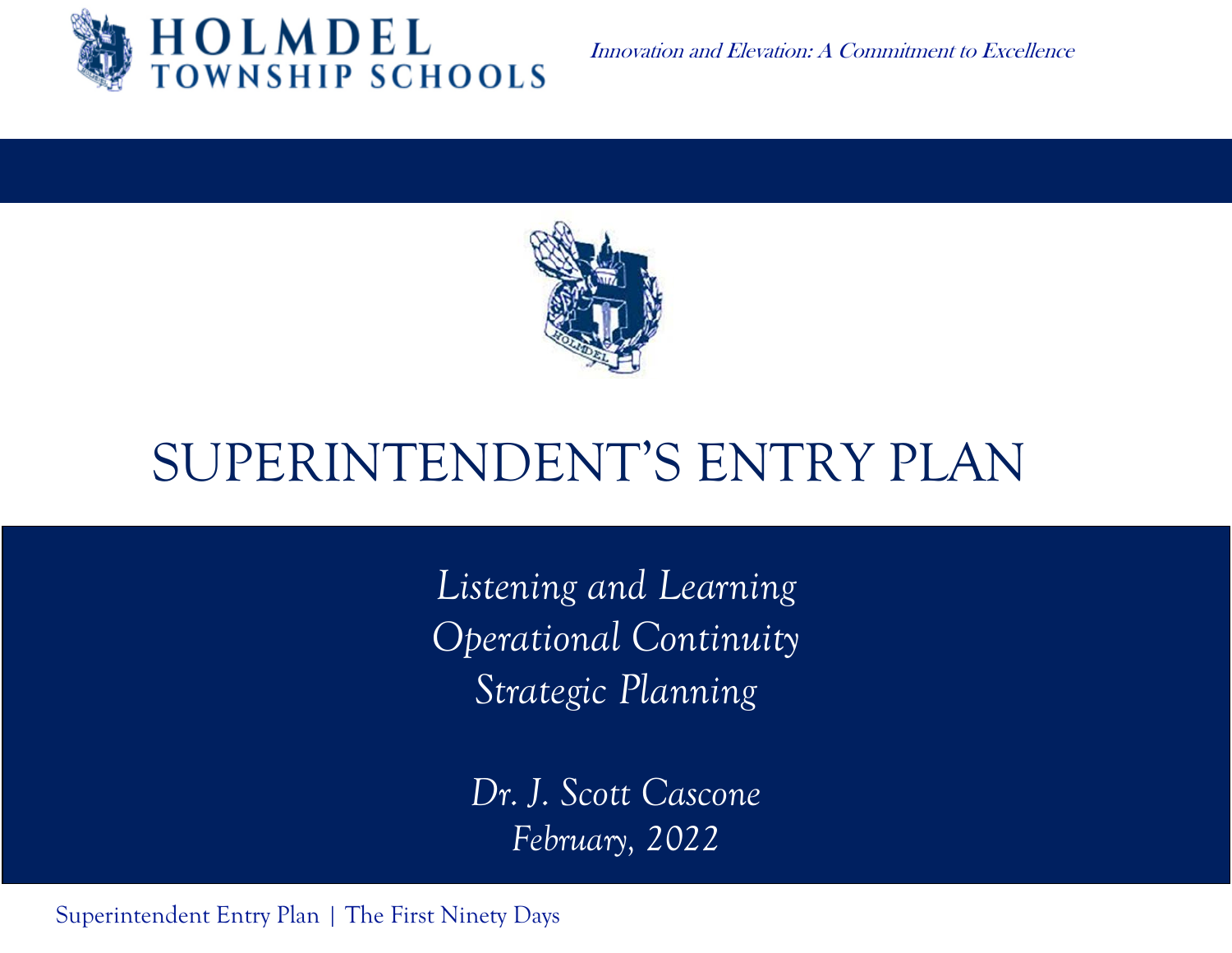HOLMDEL TOWNSHIP SCHOOLS

*Innovation and Elevation: A Commitment to Excellence*

# SUPERINTENDENT'S ENTRY PLAN

*Listening and Learning*
*Operational Continuity*
*Strategic Planning*

*Dr. J. Scott Cascone*
*February, 2022*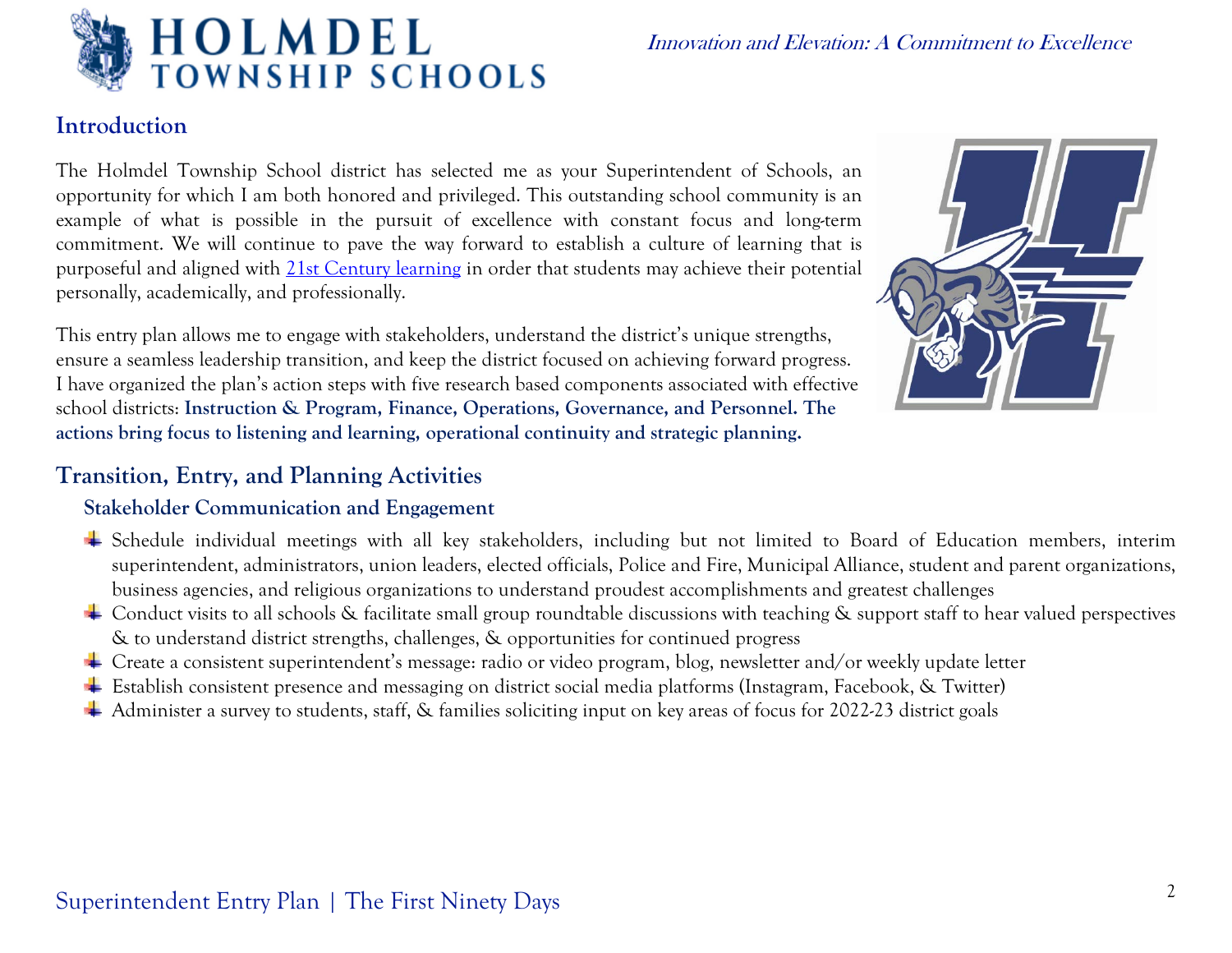## Introduction

The Holmdel Township School district has selected me as your Superintendent of Schools, an opportunity for which I am both honored and privileged. This outstanding school community is an example of what is possible in the pursuit of excellence with constant focus and long-term commitment. We will continue to pave the way forward to establish a culture of learning that is purposeful and aligned with 21st Century learning in order that students may achieve their potential personally, academically, and professionally.

This entry plan allows me to engage with stakeholders, understand the district's unique strengths, ensure a seamless leadership transition, and keep the district focused on achieving forward progress. I have organized the plan's action steps with five research based components associated with effective school districts: **Instruction & Program, Finance, Operations, Governance, and Personnel. The actions bring focus to listening and learning, operational continuity and strategic planning.**

## Transition, Entry, and Planning Activities

### Stakeholder Communication and Engagement

- Schedule individual meetings with all key stakeholders, including but not limited to Board of Education members, interim superintendent, administrators, union leaders, elected officials, Police and Fire, Municipal Alliance, student and parent organizations, business agencies, and religious organizations to understand proudest accomplishments and greatest challenges
- Conduct visits to all schools & facilitate small group roundtable discussions with teaching & support staff to hear valued perspectives & to understand district strengths, challenges, & opportunities for continued progress
- Create a consistent superintendent's message: radio or video program, blog, newsletter and/or weekly update letter
- Establish consistent presence and messaging on district social media platforms (Instagram, Facebook, & Twitter)
- Administer a survey to students, staff, & families soliciting input on key areas of focus for 2022-23 district goals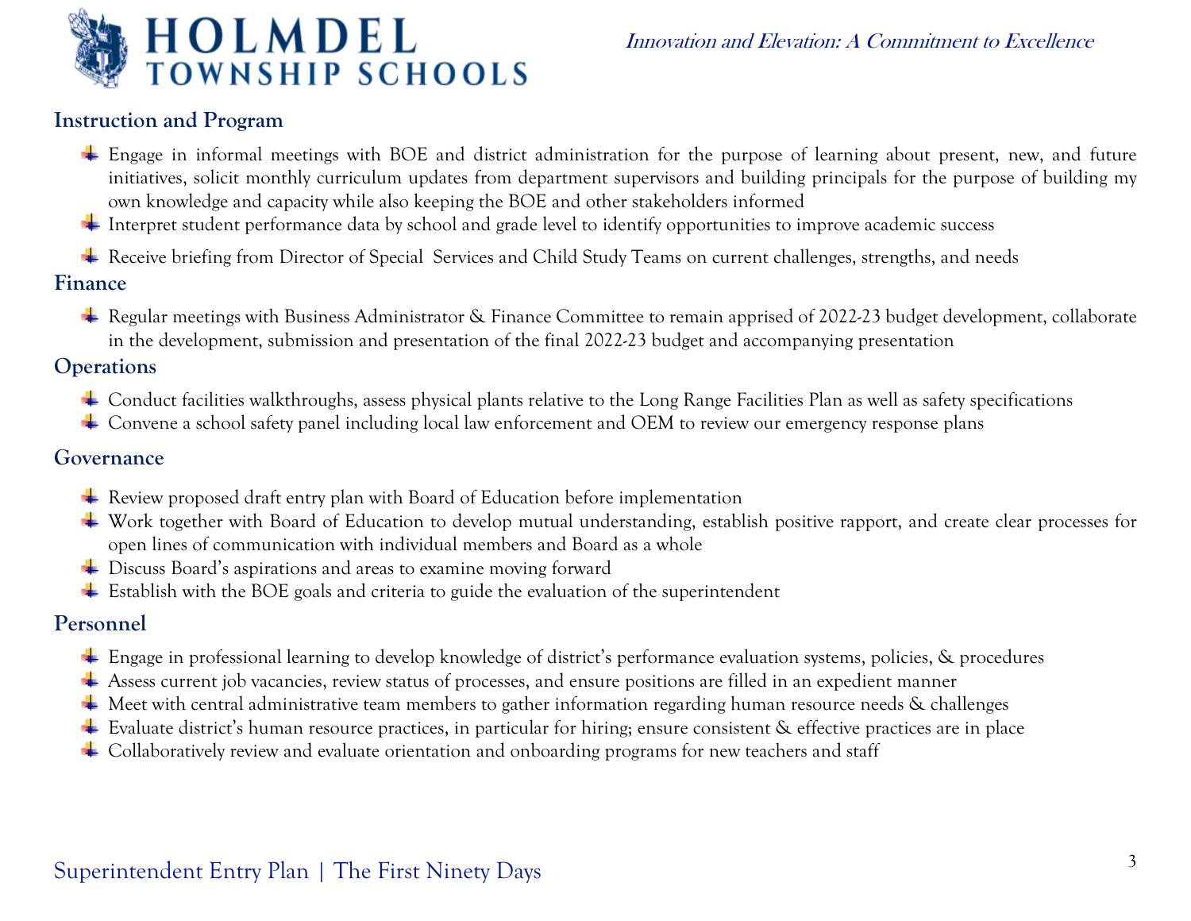## Instruction and Program

- Engage in informal meetings with BOE and district administration for the purpose of learning about present, new, and future initiatives, solicit monthly curriculum updates from department supervisors and building principals for the purpose of building my own knowledge and capacity while also keeping the BOE and other stakeholders informed
- Interpret student performance data by school and grade level to identify opportunities to improve academic success
- Receive briefing from Director of Special Services and Child Study Teams on current challenges, strengths, and needs

## Finance

- Regular meetings with Business Administrator & Finance Committee to remain apprised of 2022-23 budget development, collaborate in the development, submission and presentation of the final 2022-23 budget and accompanying presentation

## Operations

- Conduct facilities walkthroughs, assess physical plants relative to the Long Range Facilities Plan as well as safety specifications
- Convene a school safety panel including local law enforcement and OEM to review our emergency response plans

## Governance

- Review proposed draft entry plan with Board of Education before implementation
- Work together with Board of Education to develop mutual understanding, establish positive rapport, and create clear processes for open lines of communication with individual members and Board as a whole
- Discuss Board's aspirations and areas to examine moving forward
- Establish with the BOE goals and criteria to guide the evaluation of the superintendent

## Personnel

- Engage in professional learning to develop knowledge of district's performance evaluation systems, policies, & procedures
- Assess current job vacancies, review status of processes, and ensure positions are filled in an expedient manner
- Meet with central administrative team members to gather information regarding human resource needs & challenges
- Evaluate district's human resource practices, in particular for hiring; ensure consistent & effective practices are in place
- Collaboratively review and evaluate orientation and onboarding programs for new teachers and staff